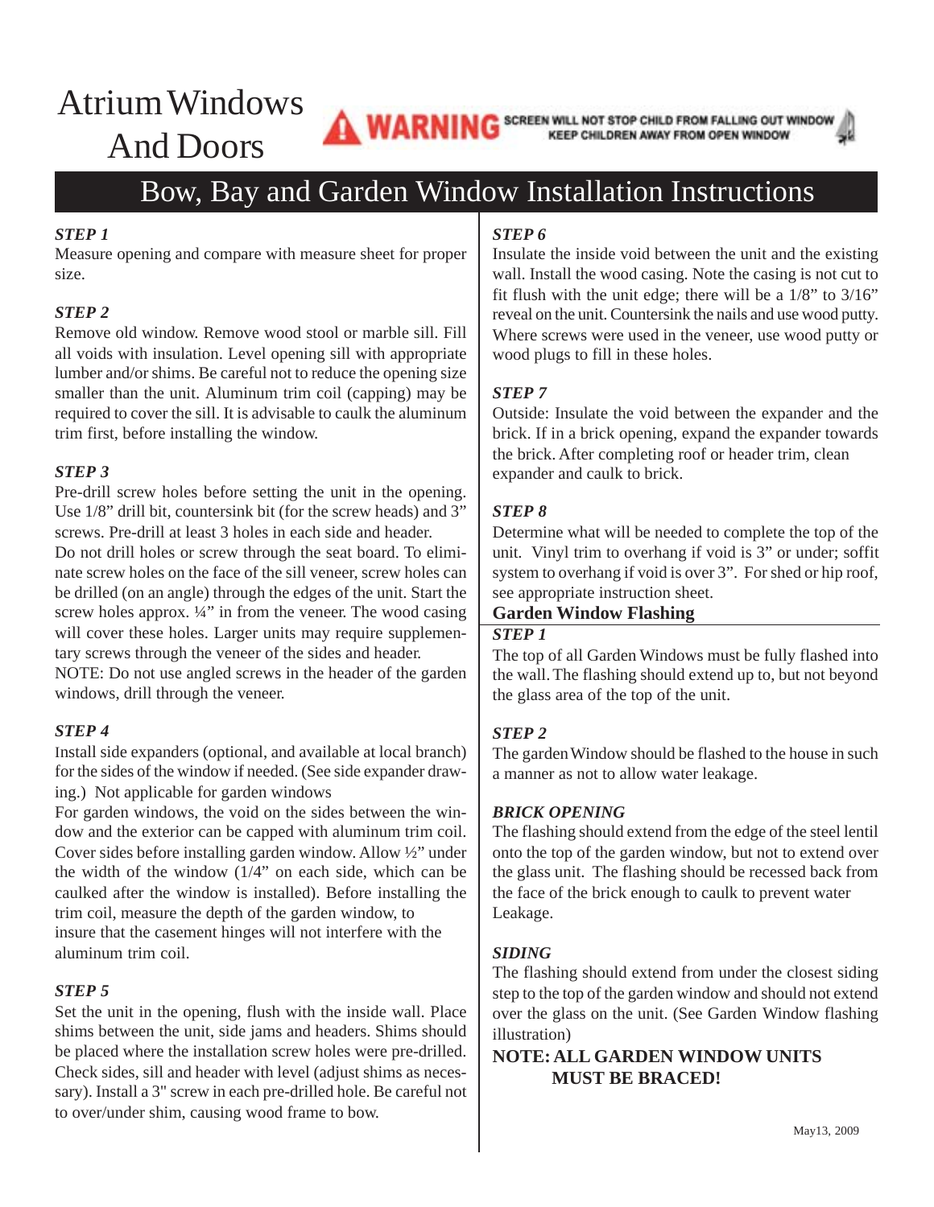# Atrium Windows And Doors

**WARNING** SCREEN WILL NOT STOP CHILD FROM FALLING OUT WINDOW
KEEP CHILDREN AWAY FROM OPEN WINDOW

## Bow, Bay and Garden Window Installation Instructions

### *STEP 1*

Measure opening and compare with measure sheet for proper size.

### *STEP 2*

Remove old window. Remove wood stool or marble sill. Fill all voids with insulation. Level opening sill with appropriate lumber and/or shims. Be careful not to reduce the opening size smaller than the unit. Aluminum trim coil (capping) may be required to cover the sill. It is advisable to caulk the aluminum trim first, before installing the window.

### *STEP 3*

Pre-drill screw holes before setting the unit in the opening. Use 1/8" drill bit, countersink bit (for the screw heads) and 3" screws. Pre-drill at least 3 holes in each side and header.

Do not drill holes or screw through the seat board. To eliminate screw holes on the face of the sill veneer, screw holes can be drilled (on an angle) through the edges of the unit. Start the screw holes approx. ¼" in from the veneer. The wood casing will cover these holes. Larger units may require supplementary screws through the veneer of the sides and header.

NOTE: Do not use angled screws in the header of the garden windows, drill through the veneer.

### *STEP 4*

Install side expanders (optional, and available at local branch) for the sides of the window if needed. (See side expander drawing.) Not applicable for garden windows

For garden windows, the void on the sides between the window and the exterior can be capped with aluminum trim coil. Cover sides before installing garden window. Allow ½" under the width of the window (1/4" on each side, which can be caulked after the window is installed). Before installing the trim coil, measure the depth of the garden window, to insure that the casement hinges will not interfere with the aluminum trim coil.

### *STEP 5*

Set the unit in the opening, flush with the inside wall. Place shims between the unit, side jams and headers. Shims should be placed where the installation screw holes were pre-drilled. Check sides, sill and header with level (adjust shims as necessary). Install a 3" screw in each pre-drilled hole. Be careful not to over/under shim, causing wood frame to bow.

### *STEP 6*

Insulate the inside void between the unit and the existing wall. Install the wood casing. Note the casing is not cut to fit flush with the unit edge; there will be a 1/8" to 3/16" reveal on the unit. Countersink the nails and use wood putty. Where screws were used in the veneer, use wood putty or wood plugs to fill in these holes.

### *STEP 7*

Outside: Insulate the void between the expander and the brick. If in a brick opening, expand the expander towards the brick. After completing roof or header trim, clean expander and caulk to brick.

### *STEP 8*

Determine what will be needed to complete the top of the unit. Vinyl trim to overhang if void is 3" or under; soffit system to overhang if void is over 3". For shed or hip roof, see appropriate instruction sheet.

## Garden Window Flashing

### *STEP 1*

The top of all Garden Windows must be fully flashed into the wall. The flashing should extend up to, but not beyond the glass area of the top of the unit.

### *STEP 2*

The garden Window should be flashed to the house in such a manner as not to allow water leakage.

### *BRICK OPENING*

The flashing should extend from the edge of the steel lentil onto the top of the garden window, but not to extend over the glass unit. The flashing should be recessed back from the face of the brick enough to caulk to prevent water Leakage.

### *SIDING*

The flashing should extend from under the closest siding step to the top of the garden window and should not extend over the glass on the unit. (See Garden Window flashing illustration)

**NOTE: ALL GARDEN WINDOW UNITS MUST BE BRACED!**

May13, 2009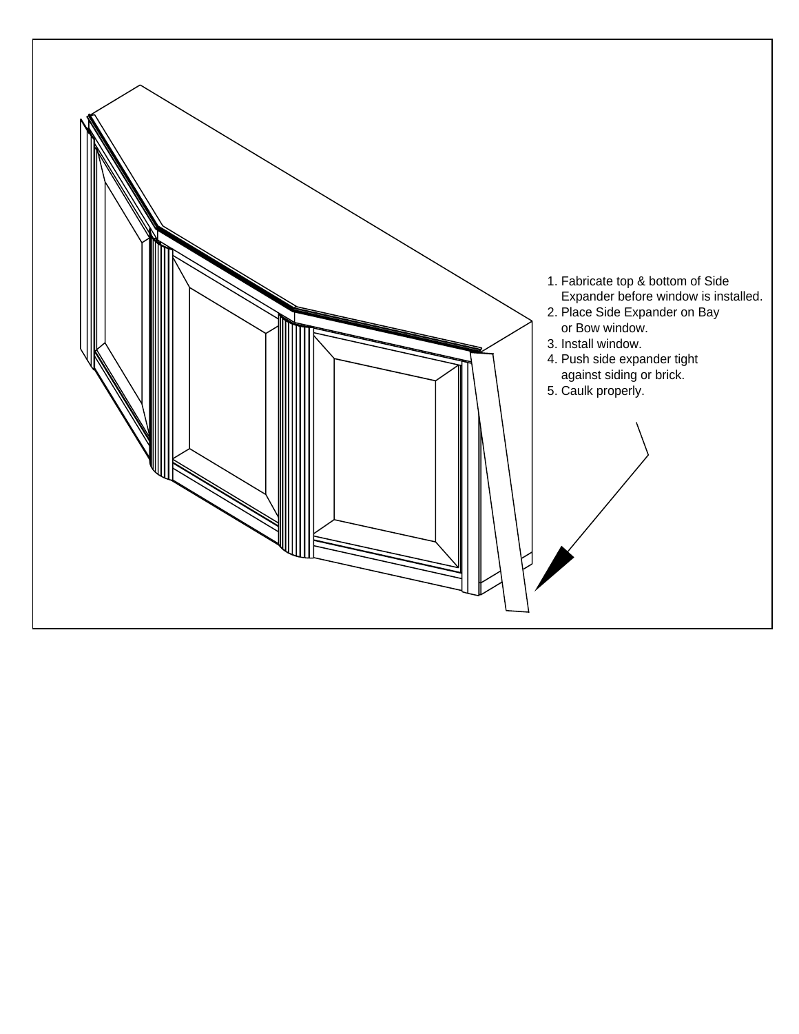1. Fabricate top & bottom of Side Expander before window is installed.
2. Place Side Expander on Bay or Bow window.
3. Install window.
4. Push side expander tight against siding or brick.
5. Caulk properly.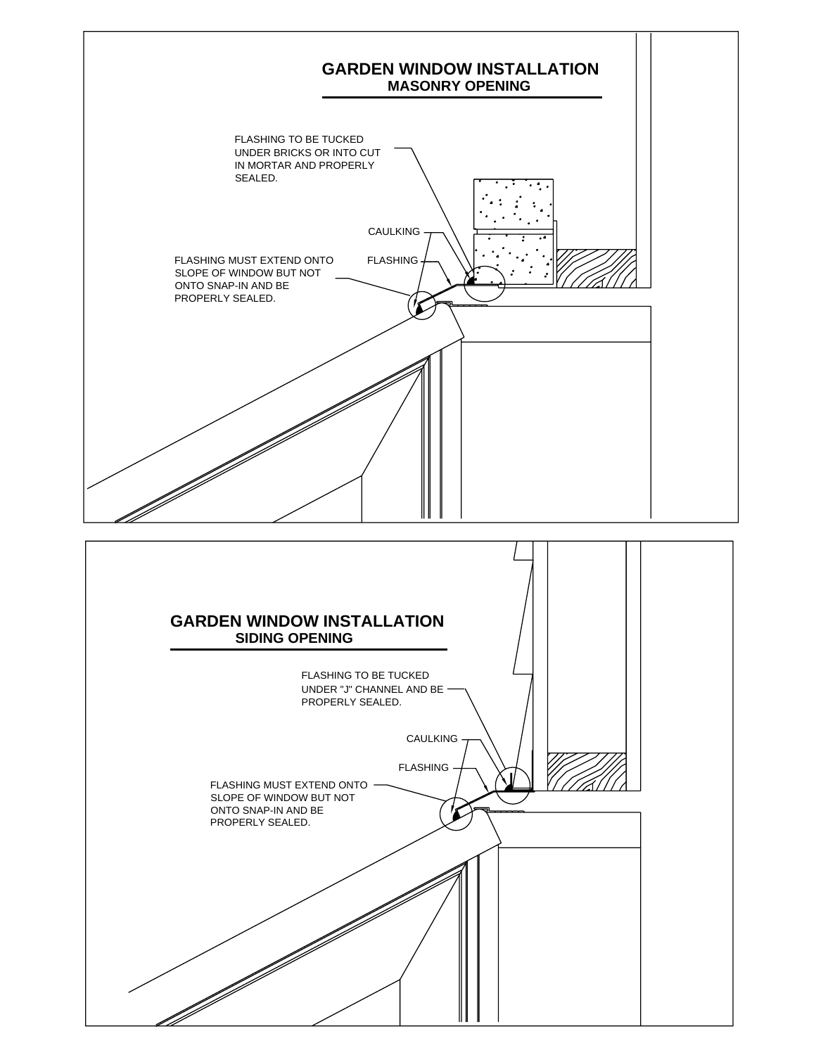## GARDEN WINDOW INSTALLATION
### MASONRY OPENING

FLASHING TO BE TUCKED UNDER BRICKS OR INTO CUT IN MORTAR AND PROPERLY SEALED.

CAULKING

FLASHING

FLASHING MUST EXTEND ONTO SLOPE OF WINDOW BUT NOT ONTO SNAP-IN AND BE PROPERLY SEALED.

## GARDEN WINDOW INSTALLATION
### SIDING OPENING

FLASHING TO BE TUCKED UNDER "J" CHANNEL AND BE PROPERLY SEALED.

CAULKING

FLASHING

FLASHING MUST EXTEND ONTO SLOPE OF WINDOW BUT NOT ONTO SNAP-IN AND BE PROPERLY SEALED.